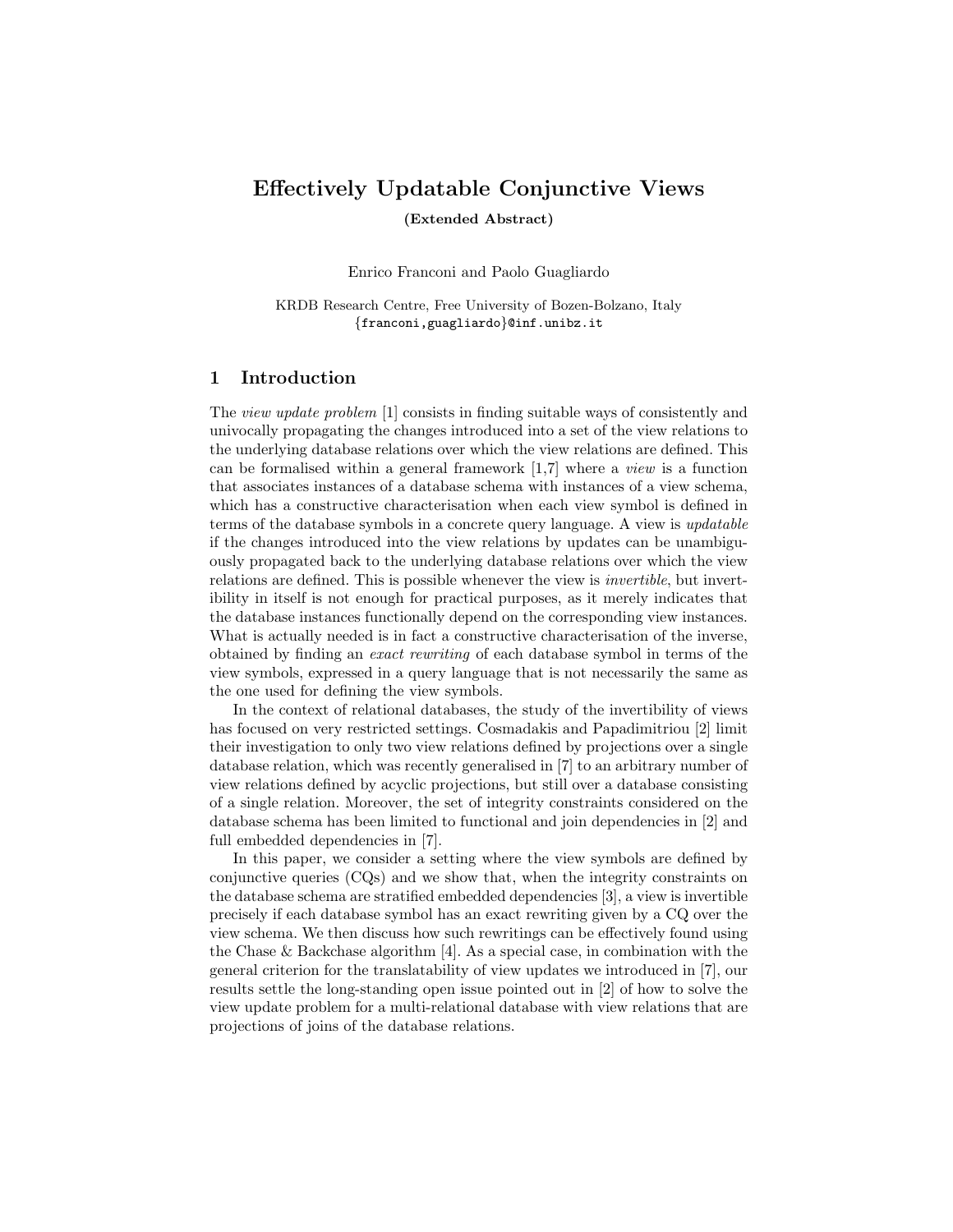# Effectively Updatable Conjunctive Views

**(Extended Abstract)**

Enrico Franconi and Paolo Guagliardo

KRDB Research Centre, Free University of Bozen-Bolzano, Italy
{franconi,guagliardo}@inf.unibz.it

## 1 Introduction

The *view update problem* [1] consists in finding suitable ways of consistently and univocally propagating the changes introduced into a set of the view relations to the underlying database relations over which the view relations are defined. This can be formalised within a general framework [1,7] where a *view* is a function that associates instances of a database schema with instances of a view schema, which has a constructive characterisation when each view symbol is defined in terms of the database symbols in a concrete query language. A view is *updatable* if the changes introduced into the view relations by updates can be unambiguously propagated back to the underlying database relations over which the view relations are defined. This is possible whenever the view is *invertible*, but invertibility in itself is not enough for practical purposes, as it merely indicates that the database instances functionally depend on the corresponding view instances. What is actually needed is in fact a constructive characterisation of the inverse, obtained by finding an *exact rewriting* of each database symbol in terms of the view symbols, expressed in a query language that is not necessarily the same as the one used for defining the view symbols.

In the context of relational databases, the study of the invertibility of views has focused on very restricted settings. Cosmadakis and Papadimitriou [2] limit their investigation to only two view relations defined by projections over a single database relation, which was recently generalised in [7] to an arbitrary number of view relations defined by acyclic projections, but still over a database consisting of a single relation. Moreover, the set of integrity constraints considered on the database schema has been limited to functional and join dependencies in [2] and full embedded dependencies in [7].

In this paper, we consider a setting where the view symbols are defined by conjunctive queries (CQs) and we show that, when the integrity constraints on the database schema are stratified embedded dependencies [3], a view is invertible precisely if each database symbol has an exact rewriting given by a CQ over the view schema. We then discuss how such rewritings can be effectively found using the Chase & Backchase algorithm [4]. As a special case, in combination with the general criterion for the translatability of view updates we introduced in [7], our results settle the long-standing open issue pointed out in [2] of how to solve the view update problem for a multi-relational database with view relations that are projections of joins of the database relations.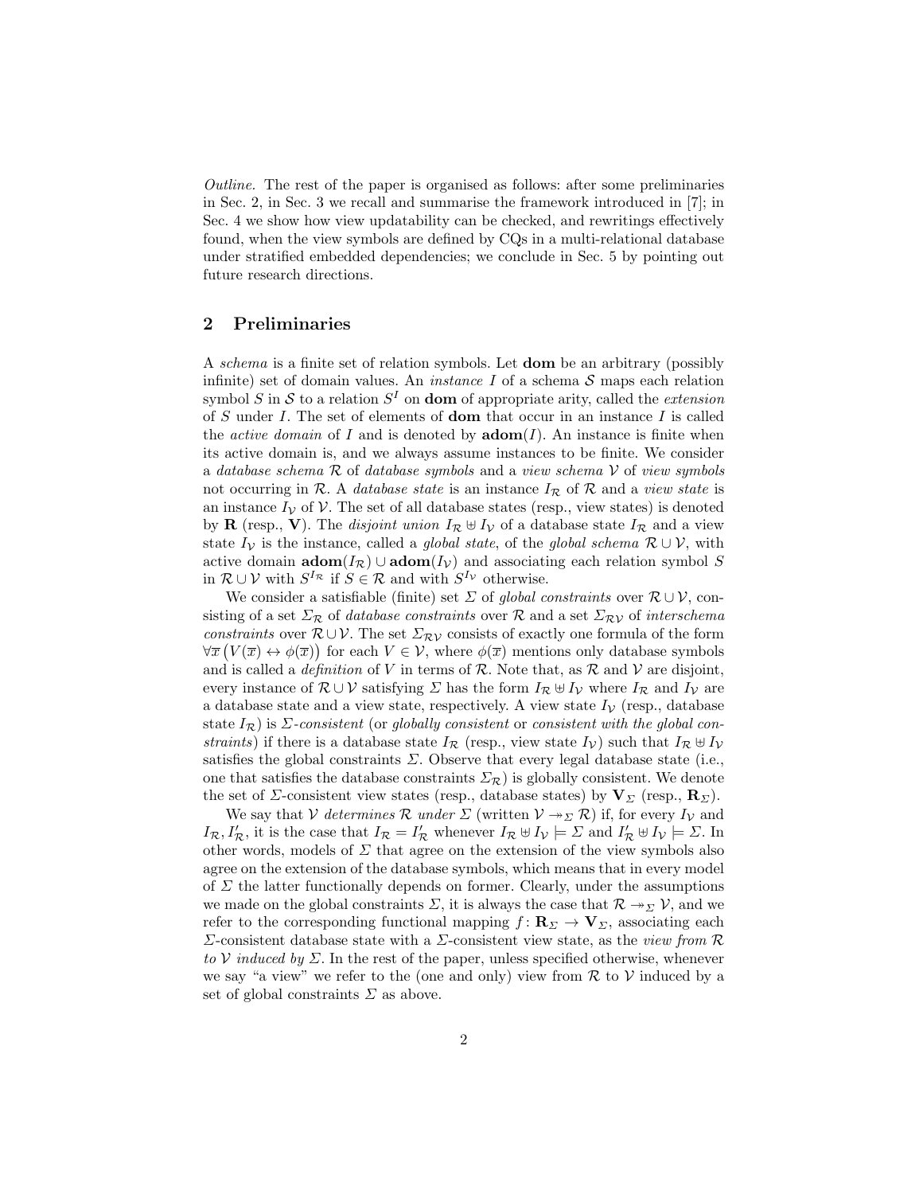*Outline.* The rest of the paper is organised as follows: after some preliminaries in Sec. 2, in Sec. 3 we recall and summarise the framework introduced in [7]; in Sec. 4 we show how view updatability can be checked, and rewritings effectively found, when the view symbols are defined by CQs in a multi-relational database under stratified embedded dependencies; we conclude in Sec. 5 by pointing out future research directions.

## 2 Preliminaries

A *schema* is a finite set of relation symbols. Let **dom** be an arbitrary (possibly infinite) set of domain values. An *instance* $I$ of a schema $\mathcal{S}$ maps each relation symbol $S$ in $\mathcal{S}$ to a relation $S^I$ on **dom** of appropriate arity, called the *extension* of $S$ under $I$. The set of elements of **dom** that occur in an instance $I$ is called the *active domain* of $I$ and is denoted by $\mathbf{adom}(I)$. An instance is finite when its active domain is, and we always assume instances to be finite. We consider a *database schema* $\mathcal{R}$ of *database symbols* and a *view schema* $\mathcal{V}$ of *view symbols* not occurring in $\mathcal{R}$. A *database state* is an instance $I_\mathcal{R}$ of $\mathcal{R}$ and a *view state* is an instance $I_\mathcal{V}$ of $\mathcal{V}$. The set of all database states (resp., view states) is denoted by $\mathbf{R}$ (resp., $\mathbf{V}$). The *disjoint union* $I_\mathcal{R} \uplus I_\mathcal{V}$ of a database state $I_\mathcal{R}$ and a view state $I_\mathcal{V}$ is the instance, called a *global state*, of the *global schema* $\mathcal{R} \cup \mathcal{V}$, with active domain $\mathbf{adom}(I_\mathcal{R}) \cup \mathbf{adom}(I_\mathcal{V})$ and associating each relation symbol $S$ in $\mathcal{R} \cup \mathcal{V}$ with $S^{I_\mathcal{R}}$ if $S \in \mathcal{R}$ and with $S^{I_\mathcal{V}}$ otherwise.

We consider a satisfiable (finite) set $\Sigma$ of *global constraints* over $\mathcal{R} \cup \mathcal{V}$, consisting of a set $\Sigma_\mathcal{R}$ of *database constraints* over $\mathcal{R}$ and a set $\Sigma_{\mathcal{R}\mathcal{V}}$ of *interschema constraints* over $\mathcal{R} \cup \mathcal{V}$. The set $\Sigma_{\mathcal{R}\mathcal{V}}$ consists of exactly one formula of the form $\forall \overline{x} \big(V(\overline{x}) \leftrightarrow \phi(\overline{x})\big)$ for each $V \in \mathcal{V}$, where $\phi(\overline{x})$ mentions only database symbols and is called a *definition* of $V$ in terms of $\mathcal{R}$. Note that, as $\mathcal{R}$ and $\mathcal{V}$ are disjoint, every instance of $\mathcal{R} \cup \mathcal{V}$ satisfying $\Sigma$ has the form $I_\mathcal{R} \uplus I_\mathcal{V}$ where $I_\mathcal{R}$ and $I_\mathcal{V}$ are a database state and a view state, respectively. A view state $I_\mathcal{V}$ (resp., database state $I_\mathcal{R}$) is *$\Sigma$-consistent* (or *globally consistent* or *consistent with the global constraints*) if there is a database state $I_\mathcal{R}$ (resp., view state $I_\mathcal{V}$) such that $I_\mathcal{R} \uplus I_\mathcal{V}$ satisfies the global constraints $\Sigma$. Observe that every legal database state (i.e., one that satisfies the database constraints $\Sigma_\mathcal{R}$) is globally consistent. We denote the set of $\Sigma$-consistent view states (resp., database states) by $\mathbf{V}_\Sigma$ (resp., $\mathbf{R}_\Sigma$).

We say that $\mathcal{V}$ *determines* $\mathcal{R}$ *under* $\Sigma$ (written $\mathcal{V} \twoheadrightarrow_\Sigma \mathcal{R}$) if, for every $I_\mathcal{V}$ and $I_\mathcal{R}, I'_\mathcal{R}$, it is the case that $I_\mathcal{R} = I'_\mathcal{R}$ whenever $I_\mathcal{R} \uplus I_\mathcal{V} \models \Sigma$ and $I'_\mathcal{R} \uplus I_\mathcal{V} \models \Sigma$. In other words, models of $\Sigma$ that agree on the extension of the view symbols also agree on the extension of the database symbols, which means that in every model of $\Sigma$ the latter functionally depends on former. Clearly, under the assumptions we made on the global constraints $\Sigma$, it is always the case that $\mathcal{R} \twoheadrightarrow_\Sigma \mathcal{V}$, and we refer to the corresponding functional mapping $f \colon \mathbf{R}_\Sigma \to \mathbf{V}_\Sigma$, associating each $\Sigma$-consistent database state with a $\Sigma$-consistent view state, as the *view from $\mathcal{R}$ to $\mathcal{V}$ induced by $\Sigma$*. In the rest of the paper, unless specified otherwise, whenever we say "a view" we refer to the (one and only) view from $\mathcal{R}$ to $\mathcal{V}$ induced by a set of global constraints $\Sigma$ as above.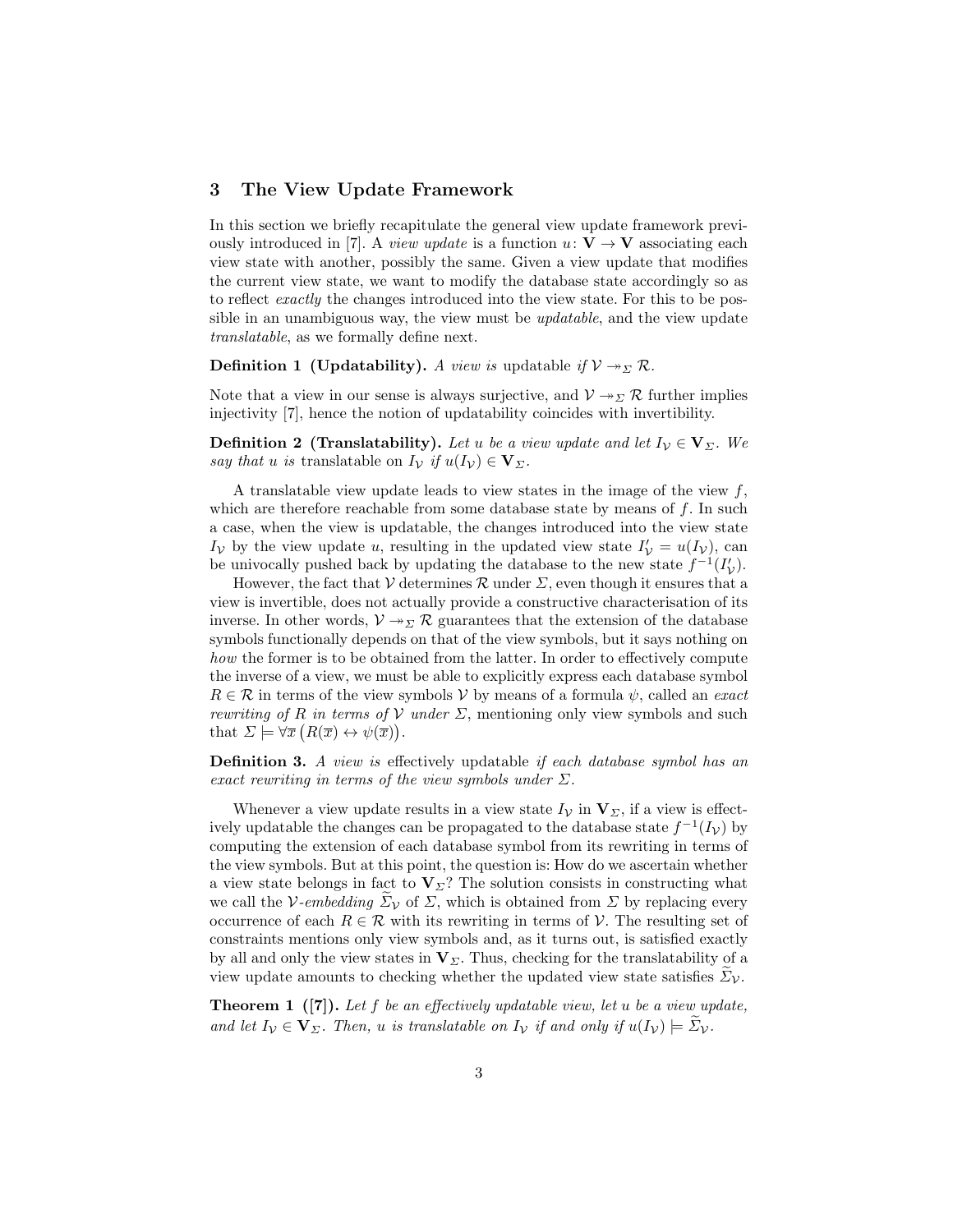## 3 The View Update Framework

In this section we briefly recapitulate the general view update framework previously introduced in [7]. A *view update* is a function $u \colon \mathbf{V} \to \mathbf{V}$ associating each view state with another, possibly the same. Given a view update that modifies the current view state, we want to modify the database state accordingly so as to reflect *exactly* the changes introduced into the view state. For this to be possible in an unambiguous way, the view must be *updatable*, and the view update *translatable*, as we formally define next.

**Definition 1 (Updatability).** *A view is* updatable *if* $\mathcal{V} \twoheadrightarrow_{\Sigma} \mathcal{R}$.

Note that a view in our sense is always surjective, and $\mathcal{V} \twoheadrightarrow_{\Sigma} \mathcal{R}$ further implies injectivity [7], hence the notion of updatability coincides with invertibility.

**Definition 2 (Translatability).** *Let $u$ be a view update and let $I_{\mathcal{V}} \in \mathbf{V}_{\Sigma}$. We say that $u$ is* translatable on $I_{\mathcal{V}}$ *if* $u(I_{\mathcal{V}}) \in \mathbf{V}_{\Sigma}$.

A translatable view update leads to view states in the image of the view $f$, which are therefore reachable from some database state by means of $f$. In such a case, when the view is updatable, the changes introduced into the view state $I_{\mathcal{V}}$ by the view update $u$, resulting in the updated view state $I'_{\mathcal{V}} = u(I_{\mathcal{V}})$, can be univocally pushed back by updating the database to the new state $f^{-1}(I'_{\mathcal{V}})$.

However, the fact that $\mathcal{V}$ determines $\mathcal{R}$ under $\Sigma$, even though it ensures that a view is invertible, does not actually provide a constructive characterisation of its inverse. In other words, $\mathcal{V} \twoheadrightarrow_{\Sigma} \mathcal{R}$ guarantees that the extension of the database symbols functionally depends on that of the view symbols, but it says nothing on *how* the former is to be obtained from the latter. In order to effectively compute the inverse of a view, we must be able to explicitly express each database symbol $R \in \mathcal{R}$ in terms of the view symbols $\mathcal{V}$ by means of a formula $\psi$, called an *exact rewriting of $R$ in terms of $\mathcal{V}$ under $\Sigma$*, mentioning only view symbols and such that $\Sigma \models \forall \overline{x} \left( R(\overline{x}) \leftrightarrow \psi(\overline{x}) \right)$.

**Definition 3.** *A view is* effectively updatable *if each database symbol has an exact rewriting in terms of the view symbols under $\Sigma$.*

Whenever a view update results in a view state $I_{\mathcal{V}}$ in $\mathbf{V}_{\Sigma}$, if a view is effectively updatable the changes can be propagated to the database state $f^{-1}(I_{\mathcal{V}})$ by computing the extension of each database symbol from its rewriting in terms of the view symbols. But at this point, the question is: How do we ascertain whether a view state belongs in fact to $\mathbf{V}_{\Sigma}$? The solution consists in constructing what we call the $\mathcal{V}$*-embedding* $\widetilde{\Sigma}_{\mathcal{V}}$ of $\Sigma$, which is obtained from $\Sigma$ by replacing every occurrence of each $R \in \mathcal{R}$ with its rewriting in terms of $\mathcal{V}$. The resulting set of constraints mentions only view symbols and, as it turns out, is satisfied exactly by all and only the view states in $\mathbf{V}_{\Sigma}$. Thus, checking for the translatability of a view update amounts to checking whether the updated view state satisfies $\widetilde{\Sigma}_{\mathcal{V}}$.

**Theorem 1 ([7]).** *Let $f$ be an effectively updatable view, let $u$ be a view update, and let $I_{\mathcal{V}} \in \mathbf{V}_{\Sigma}$. Then, $u$ is translatable on $I_{\mathcal{V}}$ if and only if $u(I_{\mathcal{V}}) \models \widetilde{\Sigma}_{\mathcal{V}}$.*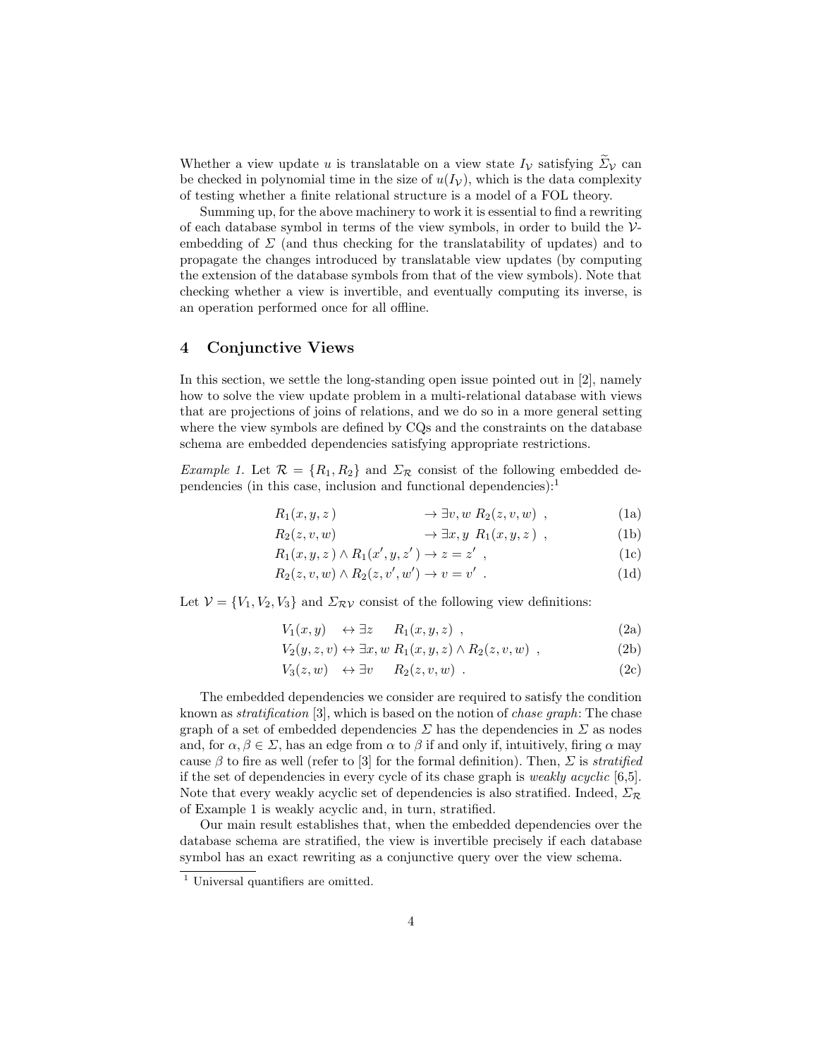Whether a view update $u$ is translatable on a view state $I_{\mathcal{V}}$ satisfying $\widetilde{\Sigma}_{\mathcal{V}}$ can be checked in polynomial time in the size of $u(I_{\mathcal{V}})$, which is the data complexity of testing whether a finite relational structure is a model of a FOL theory.

Summing up, for the above machinery to work it is essential to find a rewriting of each database symbol in terms of the view symbols, in order to build the $\mathcal{V}$-embedding of $\Sigma$ (and thus checking for the translatability of updates) and to propagate the changes introduced by translatable view updates (by computing the extension of the database symbols from that of the view symbols). Note that checking whether a view is invertible, and eventually computing its inverse, is an operation performed once for all offline.

## 4 Conjunctive Views

In this section, we settle the long-standing open issue pointed out in [2], namely how to solve the view update problem in a multi-relational database with views that are projections of joins of relations, and we do so in a more general setting where the view symbols are defined by CQs and the constraints on the database schema are embedded dependencies satisfying appropriate restrictions.

*Example 1.* Let $\mathcal{R} = \{R_1, R_2\}$ and $\Sigma_{\mathcal{R}}$ consist of the following embedded dependencies (in this case, inclusion and functional dependencies):[1]

$$
\begin{aligned}
&R_1(x, y, z) && \to \exists v, w\ R_2(z, v, w)\ , && \text{(1a)}\\
&R_2(z, v, w) && \to \exists x, y\ R_1(x, y, z)\ , && \text{(1b)}\\
&R_1(x, y, z) \wedge R_1(x', y, z') && \to z = z'\ , && \text{(1c)}\\
&R_2(z, v, w) \wedge R_2(z, v', w') && \to v = v'\ . && \text{(1d)}
\end{aligned}
$$

Let $\mathcal{V} = \{V_1, V_2, V_3\}$ and $\Sigma_{\mathcal{RV}}$ consist of the following view definitions:

$$
\begin{aligned}
&V_1(x, y) && \leftrightarrow \exists z && R_1(x, y, z)\ , && \text{(2a)}\\
&V_2(y, z, v) && \leftrightarrow \exists x, w && R_1(x, y, z) \wedge R_2(z, v, w)\ , && \text{(2b)}\\
&V_3(z, w) && \leftrightarrow \exists v && R_2(z, v, w)\ . && \text{(2c)}
\end{aligned}
$$

The embedded dependencies we consider are required to satisfy the condition known as *stratification* [3], which is based on the notion of *chase graph*: The chase graph of a set of embedded dependencies $\Sigma$ has the dependencies in $\Sigma$ as nodes and, for $\alpha, \beta \in \Sigma$, has an edge from $\alpha$ to $\beta$ if and only if, intuitively, firing $\alpha$ may cause $\beta$ to fire as well (refer to [3] for the formal definition). Then, $\Sigma$ is *stratified* if the set of dependencies in every cycle of its chase graph is *weakly acyclic* [6,5]. Note that every weakly acyclic set of dependencies is also stratified. Indeed, $\Sigma_{\mathcal{R}}$ of Example 1 is weakly acyclic and, in turn, stratified.

Our main result establishes that, when the embedded dependencies over the database schema are stratified, the view is invertible precisely if each database symbol has an exact rewriting as a conjunctive query over the view schema.

[1] Universal quantifiers are omitted.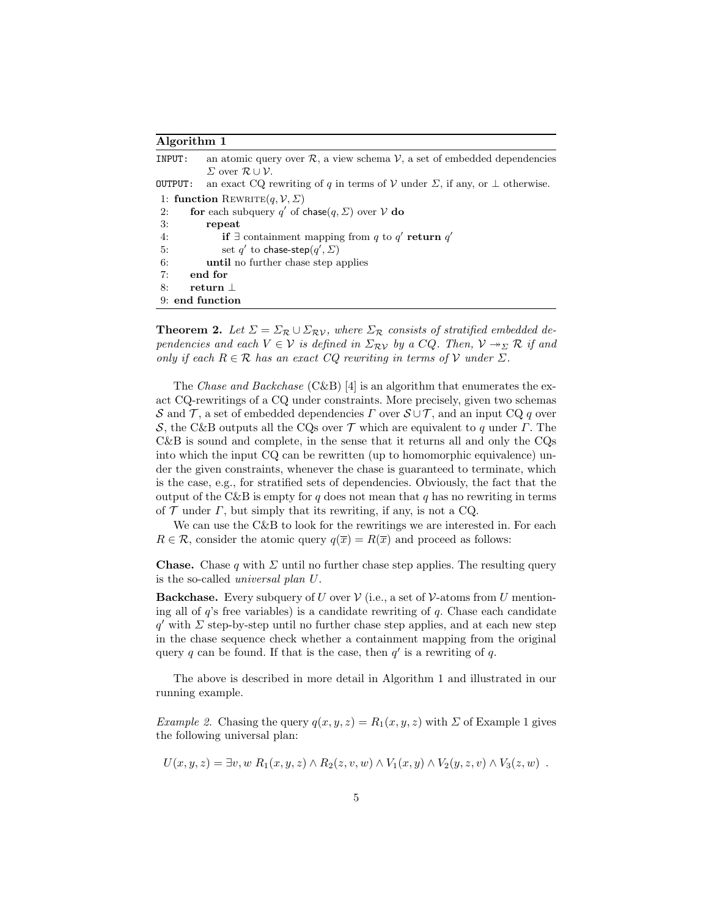**Algorithm 1**

INPUT: an atomic query over $\mathcal{R}$, a view schema $\mathcal{V}$, a set of embedded dependencies $\Sigma$ over $\mathcal{R} \cup \mathcal{V}$.

OUTPUT: an exact CQ rewriting of $q$ in terms of $\mathcal{V}$ under $\Sigma$, if any, or $\perp$ otherwise.

```
1: function REWRITE(q, V, Σ)
2:     for each subquery q' of chase(q, Σ) over V do
3:         repeat
4:             if ∃ containment mapping from q to q' return q'
5:             set q' to chase-step(q', Σ)
6:         until no further chase step applies
7:     end for
8:     return ⊥
9: end function
```

**Theorem 2.** *Let $\Sigma = \Sigma_{\mathcal{R}} \cup \Sigma_{\mathcal{R}\mathcal{V}}$, where $\Sigma_{\mathcal{R}}$ consists of stratified embedded dependencies and each $V \in \mathcal{V}$ is defined in $\Sigma_{\mathcal{R}\mathcal{V}}$ by a CQ. Then, $\mathcal{V} \twoheadrightarrow_{\Sigma} \mathcal{R}$ if and only if each $R \in \mathcal{R}$ has an exact CQ rewriting in terms of $\mathcal{V}$ under $\Sigma$.*

The *Chase and Backchase* (C&B) [4] is an algorithm that enumerates the exact CQ-rewritings of a CQ under constraints. More precisely, given two schemas $\mathcal{S}$ and $\mathcal{T}$, a set of embedded dependencies $\Gamma$ over $\mathcal{S} \cup \mathcal{T}$, and an input CQ $q$ over $\mathcal{S}$, the C&B outputs all the CQs over $\mathcal{T}$ which are equivalent to $q$ under $\Gamma$. The C&B is sound and complete, in the sense that it returns all and only the CQs into which the input CQ can be rewritten (up to homomorphic equivalence) under the given constraints, whenever the chase is guaranteed to terminate, which is the case, e.g., for stratified sets of dependencies. Obviously, the fact that the output of the C&B is empty for $q$ does not mean that $q$ has no rewriting in terms of $\mathcal{T}$ under $\Gamma$, but simply that its rewriting, if any, is not a CQ.

We can use the C&B to look for the rewritings we are interested in. For each $R \in \mathcal{R}$, consider the atomic query $q(\overline{x}) = R(\overline{x})$ and proceed as follows:

**Chase.** Chase $q$ with $\Sigma$ until no further chase step applies. The resulting query is the so-called *universal plan* $U$.

**Backchase.** Every subquery of $U$ over $\mathcal{V}$ (i.e., a set of $\mathcal{V}$-atoms from $U$ mentioning all of $q$'s free variables) is a candidate rewriting of $q$. Chase each candidate $q'$ with $\Sigma$ step-by-step until no further chase step applies, and at each new step in the chase sequence check whether a containment mapping from the original query $q$ can be found. If that is the case, then $q'$ is a rewriting of $q$.

The above is described in more detail in Algorithm 1 and illustrated in our running example.

*Example 2.* Chasing the query $q(x, y, z) = R_1(x, y, z)$ with $\Sigma$ of Example 1 gives the following universal plan:

$$U(x, y, z) = \exists v, w \; R_1(x, y, z) \wedge R_2(z, v, w) \wedge V_1(x, y) \wedge V_2(y, z, v) \wedge V_3(z, w) \;\; .$$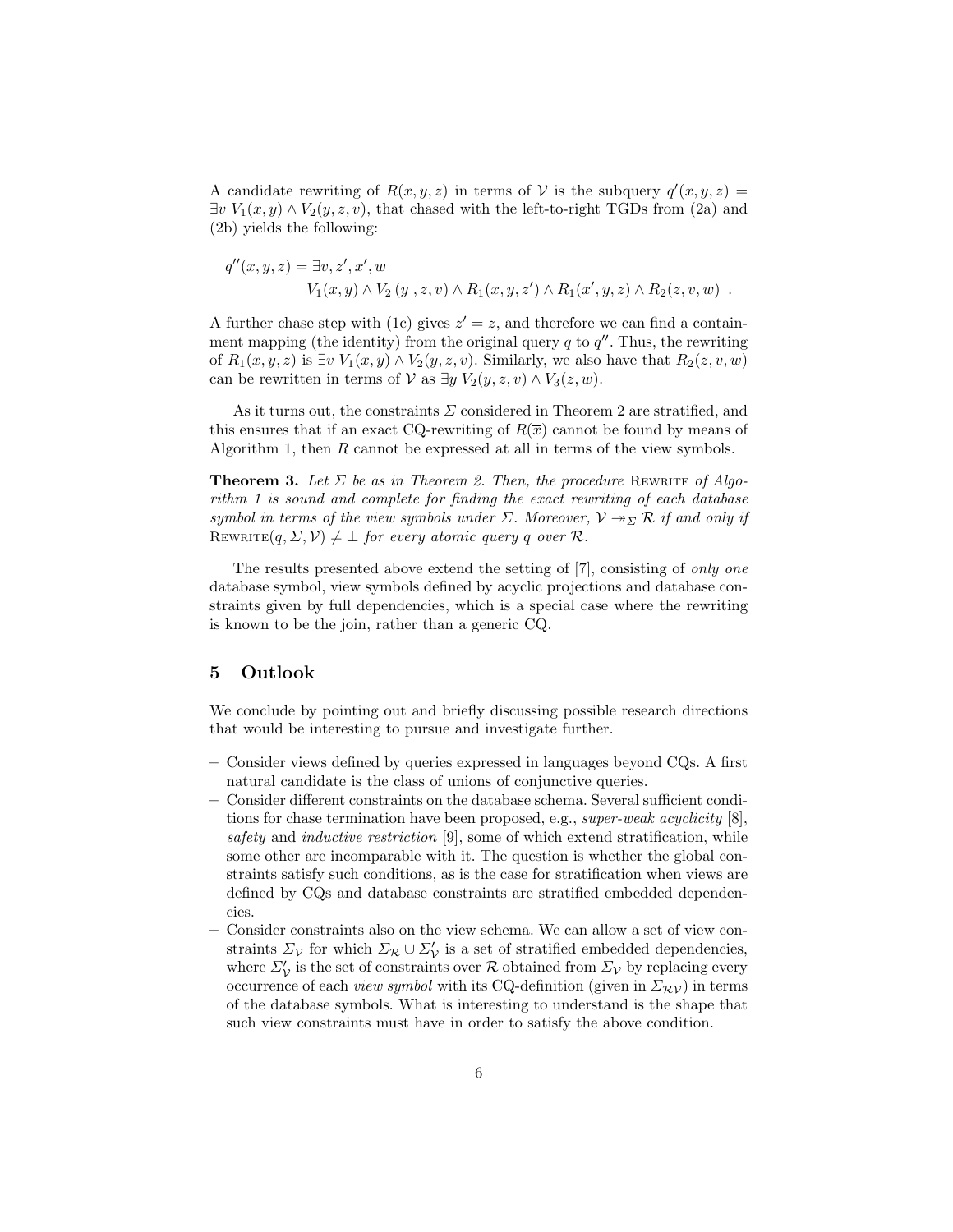A candidate rewriting of $R(x, y, z)$ in terms of $\mathcal{V}$ is the subquery $q'(x, y, z) = \exists v\ V_1(x, y) \wedge V_2(y, z, v)$, that chased with the left-to-right TGDs from (2a) and (2b) yields the following:

$$q''(x, y, z) = \exists v, z', x', w \\ V_1(x, y) \wedge V_2(y, z, v) \wedge R_1(x, y, z') \wedge R_1(x', y, z) \wedge R_2(z, v, w) \ .$$

A further chase step with (1c) gives $z' = z$, and therefore we can find a containment mapping (the identity) from the original query $q$ to $q''$. Thus, the rewriting of $R_1(x, y, z)$ is $\exists v\ V_1(x, y) \wedge V_2(y, z, v)$. Similarly, we also have that $R_2(z, v, w)$ can be rewritten in terms of $\mathcal{V}$ as $\exists y\ V_2(y, z, v) \wedge V_3(z, w)$.

As it turns out, the constraints $\Sigma$ considered in Theorem 2 are stratified, and this ensures that if an exact CQ-rewriting of $R(\overline{x})$ cannot be found by means of Algorithm 1, then $R$ cannot be expressed at all in terms of the view symbols.

**Theorem 3.** *Let $\Sigma$ be as in Theorem 2. Then, the procedure* Rewrite *of Algorithm 1 is sound and complete for finding the exact rewriting of each database symbol in terms of the view symbols under $\Sigma$. Moreover, $\mathcal{V} \twoheadrightarrow_{\Sigma} \mathcal{R}$ if and only if* $\text{Rewrite}(q, \Sigma, \mathcal{V}) \neq \bot$ *for every atomic query $q$ over $\mathcal{R}$.*

The results presented above extend the setting of [7], consisting of *only one* database symbol, view symbols defined by acyclic projections and database constraints given by full dependencies, which is a special case where the rewriting is known to be the join, rather than a generic CQ.

## 5 Outlook

We conclude by pointing out and briefly discussing possible research directions that would be interesting to pursue and investigate further.

- Consider views defined by queries expressed in languages beyond CQs. A first natural candidate is the class of unions of conjunctive queries.
- Consider different constraints on the database schema. Several sufficient conditions for chase termination have been proposed, e.g., *super-weak acyclicity* [8], *safety* and *inductive restriction* [9], some of which extend stratification, while some other are incomparable with it. The question is whether the global constraints satisfy such conditions, as is the case for stratification when views are defined by CQs and database constraints are stratified embedded dependencies.
- Consider constraints also on the view schema. We can allow a set of view constraints $\Sigma_{\mathcal{V}}$ for which $\Sigma_{\mathcal{R}} \cup \Sigma'_{\mathcal{V}}$ is a set of stratified embedded dependencies, where $\Sigma'_{\mathcal{V}}$ is the set of constraints over $\mathcal{R}$ obtained from $\Sigma_{\mathcal{V}}$ by replacing every occurrence of each *view symbol* with its CQ-definition (given in $\Sigma_{\mathcal{R}\mathcal{V}}$) in terms of the database symbols. What is interesting to understand is the shape that such view constraints must have in order to satisfy the above condition.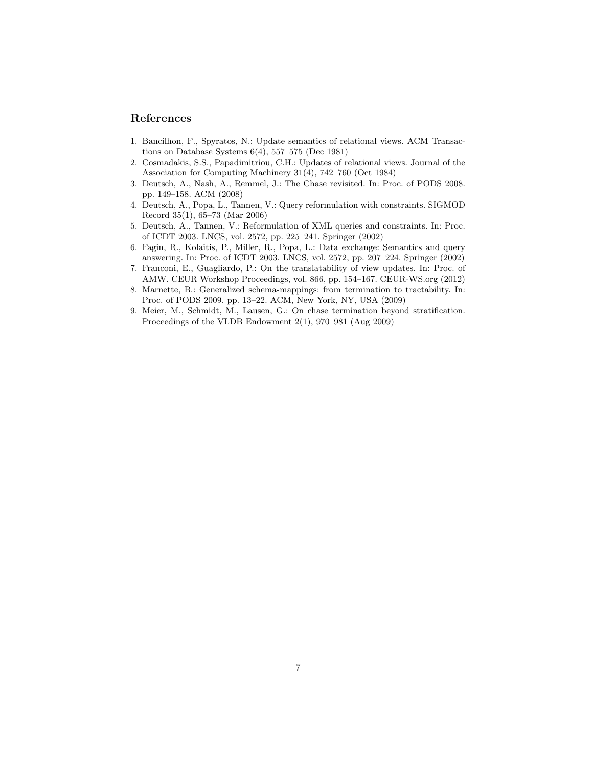## References

1. Bancilhon, F., Spyratos, N.: Update semantics of relational views. ACM Transactions on Database Systems 6(4), 557–575 (Dec 1981)
2. Cosmadakis, S.S., Papadimitriou, C.H.: Updates of relational views. Journal of the Association for Computing Machinery 31(4), 742–760 (Oct 1984)
3. Deutsch, A., Nash, A., Remmel, J.: The Chase revisited. In: Proc. of PODS 2008. pp. 149–158. ACM (2008)
4. Deutsch, A., Popa, L., Tannen, V.: Query reformulation with constraints. SIGMOD Record 35(1), 65–73 (Mar 2006)
5. Deutsch, A., Tannen, V.: Reformulation of XML queries and constraints. In: Proc. of ICDT 2003. LNCS, vol. 2572, pp. 225–241. Springer (2002)
6. Fagin, R., Kolaitis, P., Miller, R., Popa, L.: Data exchange: Semantics and query answering. In: Proc. of ICDT 2003. LNCS, vol. 2572, pp. 207–224. Springer (2002)
7. Franconi, E., Guagliardo, P.: On the translatability of view updates. In: Proc. of AMW. CEUR Workshop Proceedings, vol. 866, pp. 154–167. CEUR-WS.org (2012)
8. Marnette, B.: Generalized schema-mappings: from termination to tractability. In: Proc. of PODS 2009. pp. 13–22. ACM, New York, NY, USA (2009)
9. Meier, M., Schmidt, M., Lausen, G.: On chase termination beyond stratification. Proceedings of the VLDB Endowment 2(1), 970–981 (Aug 2009)